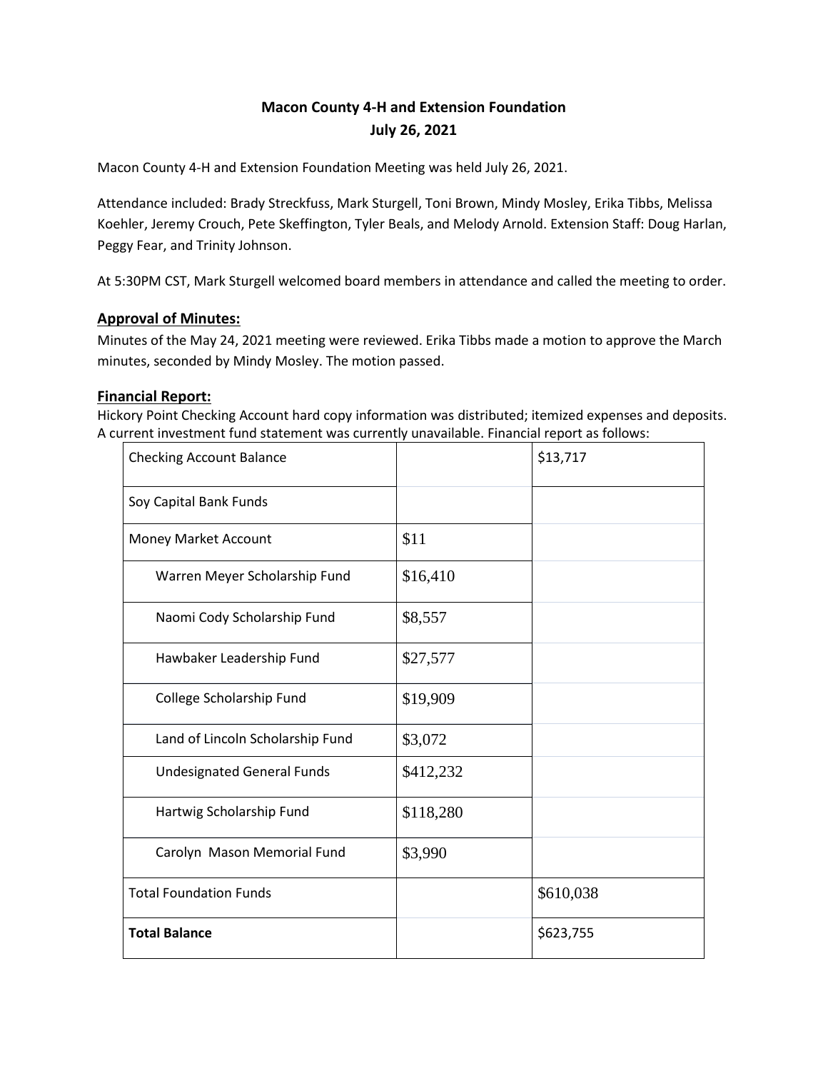# Macon County 4-H and Extension Foundation
## July 26, 2021

Macon County 4-H and Extension Foundation Meeting was held July 26, 2021.

Attendance included: Brady Streckfuss, Mark Sturgell, Toni Brown, Mindy Mosley, Erika Tibbs, Melissa Koehler, Jeremy Crouch, Pete Skeffington, Tyler Beals, and Melody Arnold. Extension Staff: Doug Harlan, Peggy Fear, and Trinity Johnson.

At 5:30PM CST, Mark Sturgell welcomed board members in attendance and called the meeting to order.

### Approval of Minutes:

Minutes of the May 24, 2021 meeting were reviewed. Erika Tibbs made a motion to approve the March minutes, seconded by Mindy Mosley. The motion passed.

### Financial Report:

Hickory Point Checking Account hard copy information was distributed; itemized expenses and deposits. A current investment fund statement was currently unavailable. Financial report as follows:

| | | |
|---|---|---|
| Checking Account Balance | | $13,717 |
| Soy Capital Bank Funds | | |
| Money Market Account | $11 | |
| Warren Meyer Scholarship Fund | $16,410 | |
| Naomi Cody Scholarship Fund | $8,557 | |
| Hawbaker Leadership Fund | $27,577 | |
| College Scholarship Fund | $19,909 | |
| Land of Lincoln Scholarship Fund | $3,072 | |
| Undesignated General Funds | $412,232 | |
| Hartwig Scholarship Fund | $118,280 | |
| Carolyn Mason Memorial Fund | $3,990 | |
| Total Foundation Funds | | $610,038 |
| **Total Balance** | | $623,755 |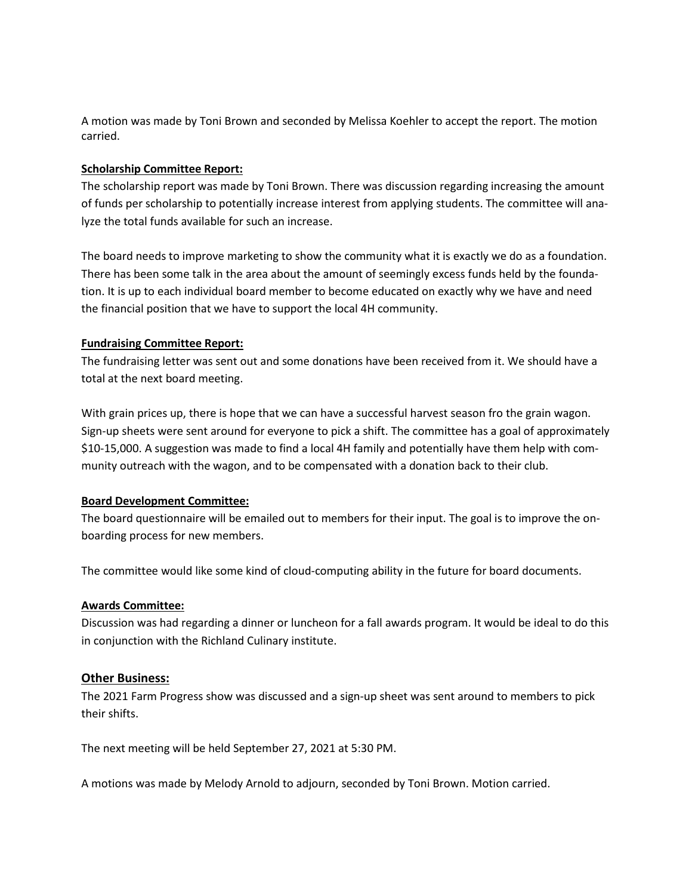A motion was made by Toni Brown and seconded by Melissa Koehler to accept the report. The motion carried.

**Scholarship Committee Report:**

The scholarship report was made by Toni Brown. There was discussion regarding increasing the amount of funds per scholarship to potentially increase interest from applying students. The committee will analyze the total funds available for such an increase.

The board needs to improve marketing to show the community what it is exactly we do as a foundation. There has been some talk in the area about the amount of seemingly excess funds held by the foundation. It is up to each individual board member to become educated on exactly why we have and need the financial position that we have to support the local 4H community.

**Fundraising Committee Report:**

The fundraising letter was sent out and some donations have been received from it. We should have a total at the next board meeting.

With grain prices up, there is hope that we can have a successful harvest season fro the grain wagon. Sign-up sheets were sent around for everyone to pick a shift. The committee has a goal of approximately $10-15,000. A suggestion was made to find a local 4H family and potentially have them help with community outreach with the wagon, and to be compensated with a donation back to their club.

**Board Development Committee:**

The board questionnaire will be emailed out to members for their input. The goal is to improve the onboarding process for new members.

The committee would like some kind of cloud-computing ability in the future for board documents.

**Awards Committee:**

Discussion was had regarding a dinner or luncheon for a fall awards program. It would be ideal to do this in conjunction with the Richland Culinary institute.

## Other Business:

The 2021 Farm Progress show was discussed and a sign-up sheet was sent around to members to pick their shifts.

The next meeting will be held September 27, 2021 at 5:30 PM.

A motions was made by Melody Arnold to adjourn, seconded by Toni Brown. Motion carried.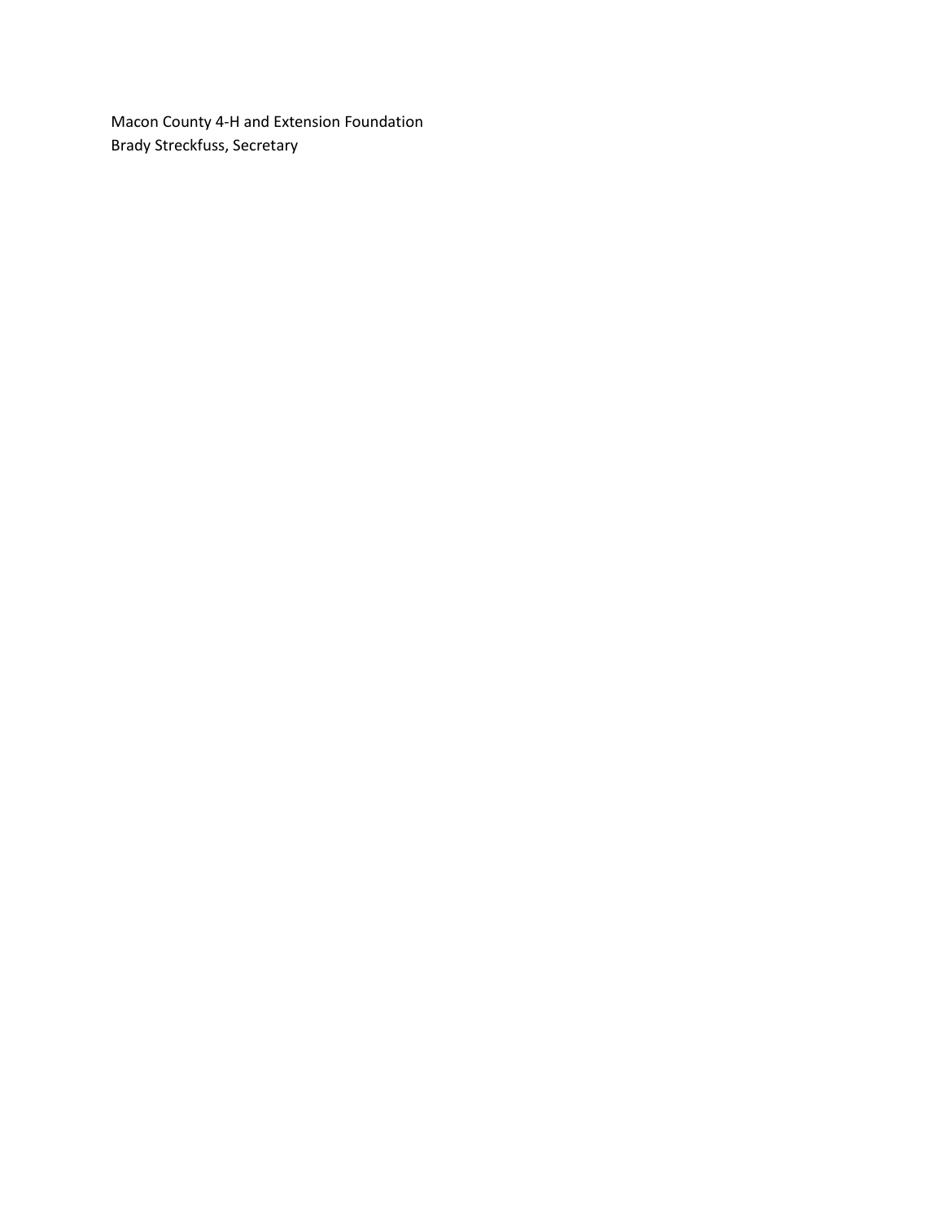Macon County 4-H and Extension Foundation
Brady Streckfuss, Secretary